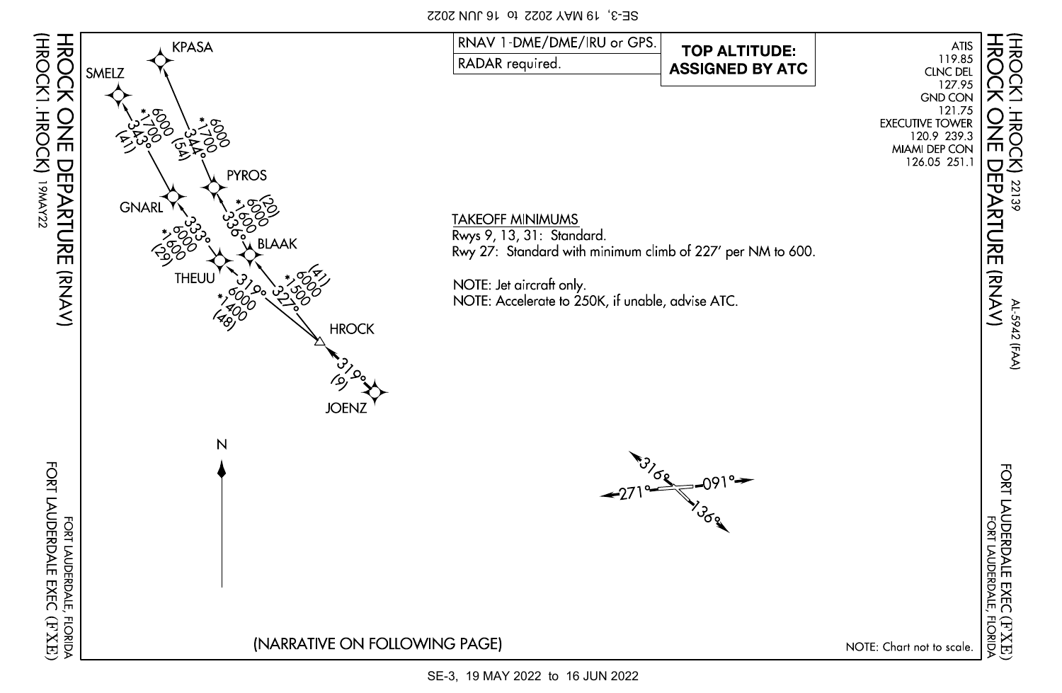# HROCK ONE DEPARTURE (RNAV)

(HROCK1.HROCK) 19MAY22

FORT LAUDERDALE EXEC (FXE)
FORT LAUDERDALE, FLORIDA

AL-5942 (FAA) 22139

| RNAV 1-DME/DME/IRU or GPS. |
| --- |
| RADAR required. |

**TOP ALTITUDE: ASSIGNED BY ATC**

ATIS 119.85
CLNC DEL 127.95
GND CON 121.75
EXECUTIVE TOWER 120.9 239.3
MIAMI DEP CON 126.05 251.1

KPASA

SMELZ

*1700 6000 343° (41)

*1700 6000 344° (54)

PYROS

GNARL

*1600 6000 336° (20)

*1600 6000 333° (29)

BLAAK

THEUU

*1500 6000 327° (41)

*1400 6000 319° (48)

HROCK

319° (9)

JOENZ

N

316° 091° 271° 136°

TAKEOFF MINIMUMS
Rwys 9, 13, 31: Standard.
Rwy 27: Standard with minimum climb of 227' per NM to 600.

NOTE: Jet aircraft only.
NOTE: Accelerate to 250K, if unable, advise ATC.

(NARRATIVE ON FOLLOWING PAGE)

NOTE: Chart not to scale.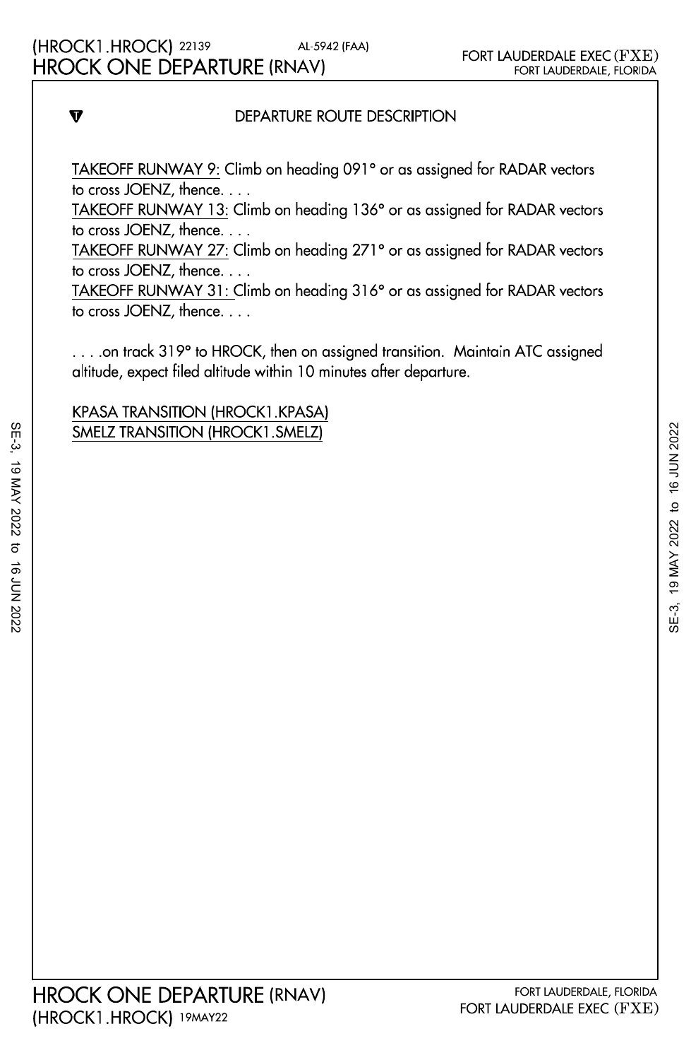# HROCK ONE DEPARTURE (RNAV)

(HROCK1.HROCK) 22139 AL-5942 (FAA)

FORT LAUDERDALE EXEC (FXE)
FORT LAUDERDALE, FLORIDA

## DEPARTURE ROUTE DESCRIPTION

TAKEOFF RUNWAY 9: Climb on heading 091° or as assigned for RADAR vectors to cross JOENZ, thence. . . .

TAKEOFF RUNWAY 13: Climb on heading 136° or as assigned for RADAR vectors to cross JOENZ, thence. . . .

TAKEOFF RUNWAY 27: Climb on heading 271° or as assigned for RADAR vectors to cross JOENZ, thence. . . .

TAKEOFF RUNWAY 31: Climb on heading 316° or as assigned for RADAR vectors to cross JOENZ, thence. . . .

. . . .on track 319° to HROCK, then on assigned transition. Maintain ATC assigned altitude, expect filed altitude within 10 minutes after departure.

KPASA TRANSITION (HROCK1.KPASA)

SMELZ TRANSITION (HROCK1.SMELZ)